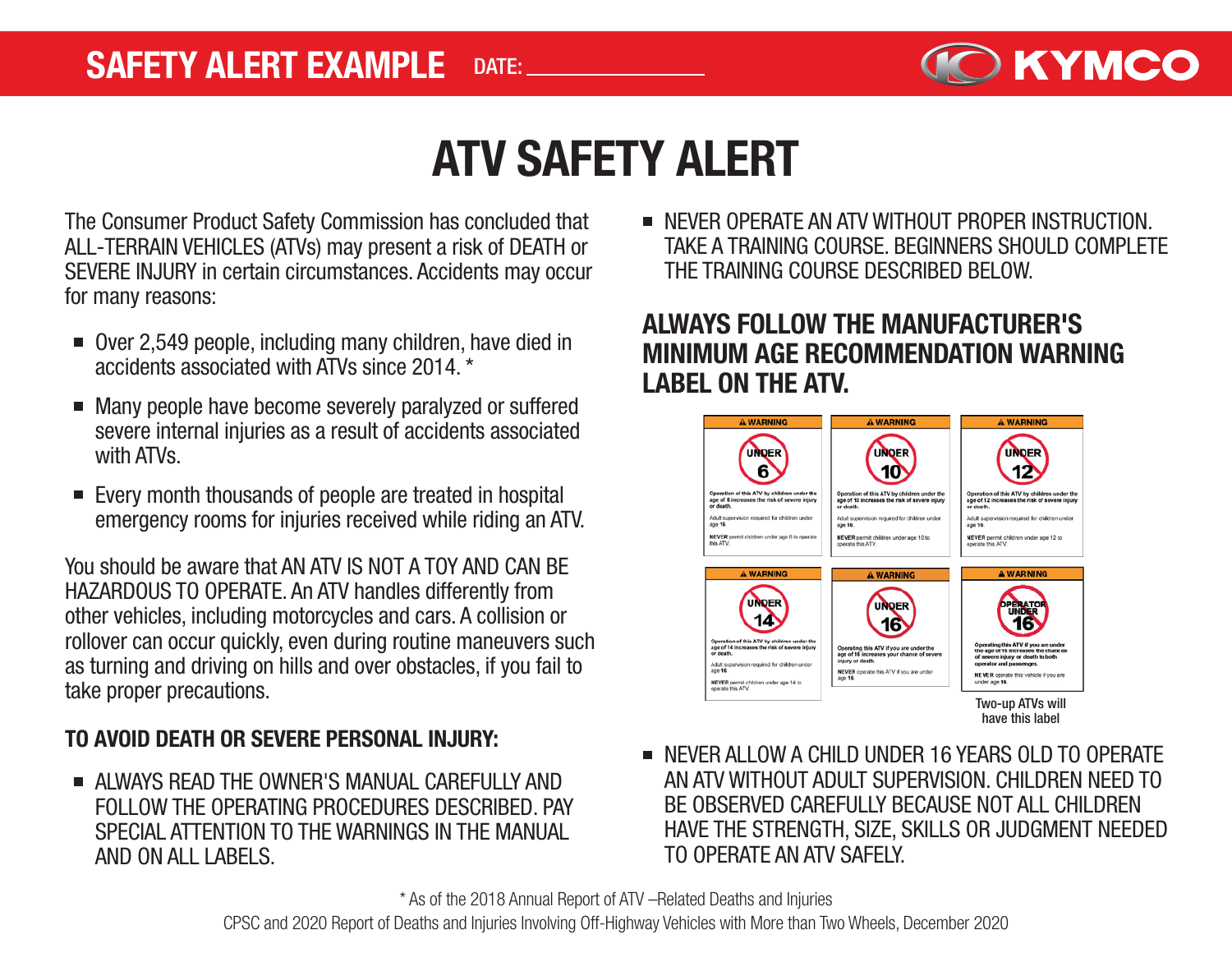SAFETY ALERT EXAMPLE DATE: ____________

KYMCO

# ATV SAFETY ALERT

The Consumer Product Safety Commission has concluded that ALL-TERRAIN VEHICLES (ATVs) may present a risk of DEATH or SEVERE INJURY in certain circumstances. Accidents may occur for many reasons:

- Over 2,549 people, including many children, have died in accidents associated with ATVs since 2014. *
- Many people have become severely paralyzed or suffered severe internal injuries as a result of accidents associated with ATVs.
- Every month thousands of people are treated in hospital emergency rooms for injuries received while riding an ATV.

You should be aware that AN ATV IS NOT A TOY AND CAN BE HAZARDOUS TO OPERATE. An ATV handles differently from other vehicles, including motorcycles and cars. A collision or rollover can occur quickly, even during routine maneuvers such as turning and driving on hills and over obstacles, if you fail to take proper precautions.

## TO AVOID DEATH OR SEVERE PERSONAL INJURY:

- ALWAYS READ THE OWNER'S MANUAL CAREFULLY AND FOLLOW THE OPERATING PROCEDURES DESCRIBED. PAY SPECIAL ATTENTION TO THE WARNINGS IN THE MANUAL AND ON ALL LABELS.
- NEVER OPERATE AN ATV WITHOUT PROPER INSTRUCTION. TAKE A TRAINING COURSE. BEGINNERS SHOULD COMPLETE THE TRAINING COURSE DESCRIBED BELOW.

## ALWAYS FOLLOW THE MANUFACTURER'S MINIMUM AGE RECOMMENDATION WARNING LABEL ON THE ATV.

**⚠ WARNING** — UNDER 6

**Operation of this ATV by children under the age of 6 increases the risk of severe injury or death.**

Adult supervision required for children under age 16.

**NEVER** permit children under age 6 to operate this ATV.

**⚠ WARNING** — UNDER 10

**Operation of this ATV by children under the age of 10 increases the risk of severe injury or death.**

Adult supervision required for children under age 16.

**NEVER** permit children under age 10 to operate this ATV.

**⚠ WARNING** — UNDER 12

**Operation of this ATV by children under the age of 12 increases the risk of severe injury or death.**

Adult supervision required for children under age 16.

**NEVER** permit children under age 12 to operate this ATV.

**⚠ WARNING** — UNDER 14

**Operation of this ATV by children under the age of 14 increases the risk of severe injury or death.**

Adult supervision required for children under age 16.

**NEVER** permit children under age 14 to operate this ATV.

**⚠ WARNING** — UNDER 16

**Operating this ATV if you are under the age of 16 increases your chance of severe injury or death.**

**NEVER** operate this ATV if you are under age 16.

**⚠ WARNING** — OPERATOR UNDER 16

**Operating this ATV if you are under the age of 16 increases the chance of severe injury or death to both operator and passenger.**

**NEVER** operate this vehicle if you are under age 16.

Two-up ATVs will have this label

- NEVER ALLOW A CHILD UNDER 16 YEARS OLD TO OPERATE AN ATV WITHOUT ADULT SUPERVISION. CHILDREN NEED TO BE OBSERVED CAREFULLY BECAUSE NOT ALL CHILDREN HAVE THE STRENGTH, SIZE, SKILLS OR JUDGMENT NEEDED TO OPERATE AN ATV SAFELY.

\* As of the 2018 Annual Report of ATV –Related Deaths and Injuries CPSC and 2020 Report of Deaths and Injuries Involving Off-Highway Vehicles with More than Two Wheels, December 2020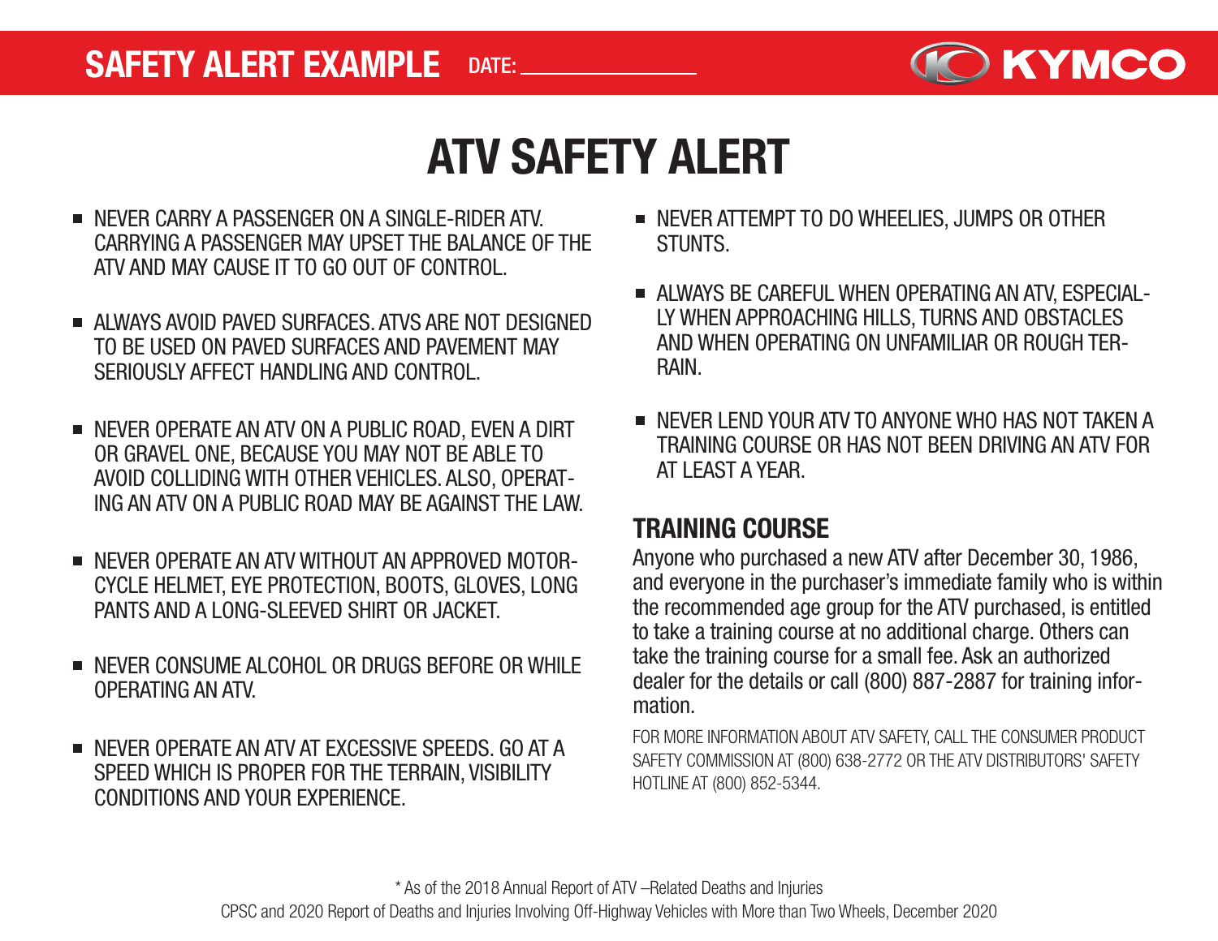**SAFETY ALERT EXAMPLE** DATE: ______________

KYMCO

# ATV SAFETY ALERT

- NEVER CARRY A PASSENGER ON A SINGLE-RIDER ATV. CARRYING A PASSENGER MAY UPSET THE BALANCE OF THE ATV AND MAY CAUSE IT TO GO OUT OF CONTROL.
- ALWAYS AVOID PAVED SURFACES. ATVS ARE NOT DESIGNED TO BE USED ON PAVED SURFACES AND PAVEMENT MAY SERIOUSLY AFFECT HANDLING AND CONTROL.
- NEVER OPERATE AN ATV ON A PUBLIC ROAD, EVEN A DIRT OR GRAVEL ONE, BECAUSE YOU MAY NOT BE ABLE TO AVOID COLLIDING WITH OTHER VEHICLES. ALSO, OPERATING AN ATV ON A PUBLIC ROAD MAY BE AGAINST THE LAW.
- NEVER OPERATE AN ATV WITHOUT AN APPROVED MOTORCYCLE HELMET, EYE PROTECTION, BOOTS, GLOVES, LONG PANTS AND A LONG-SLEEVED SHIRT OR JACKET.
- NEVER CONSUME ALCOHOL OR DRUGS BEFORE OR WHILE OPERATING AN ATV.
- NEVER OPERATE AN ATV AT EXCESSIVE SPEEDS. GO AT A SPEED WHICH IS PROPER FOR THE TERRAIN, VISIBILITY CONDITIONS AND YOUR EXPERIENCE.
- NEVER ATTEMPT TO DO WHEELIES, JUMPS OR OTHER STUNTS.
- ALWAYS BE CAREFUL WHEN OPERATING AN ATV, ESPECIALLY WHEN APPROACHING HILLS, TURNS AND OBSTACLES AND WHEN OPERATING ON UNFAMILIAR OR ROUGH TERRAIN.
- NEVER LEND YOUR ATV TO ANYONE WHO HAS NOT TAKEN A TRAINING COURSE OR HAS NOT BEEN DRIVING AN ATV FOR AT LEAST A YEAR.

## TRAINING COURSE

Anyone who purchased a new ATV after December 30, 1986, and everyone in the purchaser's immediate family who is within the recommended age group for the ATV purchased, is entitled to take a training course at no additional charge. Others can take the training course for a small fee. Ask an authorized dealer for the details or call (800) 887-2887 for training information.

FOR MORE INFORMATION ABOUT ATV SAFETY, CALL THE CONSUMER PRODUCT SAFETY COMMISSION AT (800) 638-2772 OR THE ATV DISTRIBUTORS' SAFETY HOTLINE AT (800) 852-5344.

\* As of the 2018 Annual Report of ATV –Related Deaths and Injuries
CPSC and 2020 Report of Deaths and Injuries Involving Off-Highway Vehicles with More than Two Wheels, December 2020